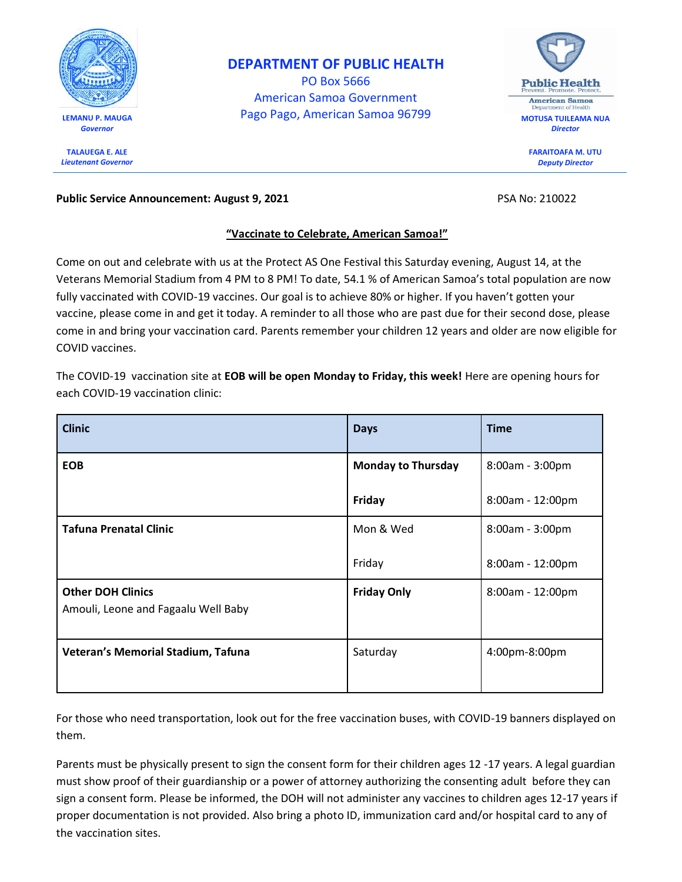**LEMANU P. MAUGA**
*Governor*

**TALAUEGA E. ALE**
*Lieutenant Governor*

# DEPARTMENT OF PUBLIC HEALTH

PO Box 5666
American Samoa Government
Pago Pago, American Samoa 96799

**MOTUSA TUILEAMA NUA**
*Director*

**FARAITOAFA M. UTU**
*Deputy Director*

---

**Public Service Announcement: August 9, 2021** PSA No: 210022

## "Vaccinate to Celebrate, American Samoa!"

Come on out and celebrate with us at the Protect AS One Festival this Saturday evening, August 14, at the Veterans Memorial Stadium from 4 PM to 8 PM! To date, 54.1 % of American Samoa's total population are now fully vaccinated with COVID-19 vaccines. Our goal is to achieve 80% or higher. If you haven't gotten your vaccine, please come in and get it today. A reminder to all those who are past due for their second dose, please come in and bring your vaccination card. Parents remember your children 12 years and older are now eligible for COVID vaccines.

The COVID-19 vaccination site at **EOB will be open Monday to Friday, this week!** Here are opening hours for each COVID-19 vaccination clinic:

| Clinic | Days | Time |
|---|---|---|
| **EOB** | **Monday to Thursday** | 8:00am - 3:00pm |
| | **Friday** | 8:00am - 12:00pm |
| **Tafuna Prenatal Clinic** | Mon & Wed | 8:00am - 3:00pm |
| | Friday | 8:00am - 12:00pm |
| **Other DOH Clinics** Amouli, Leone and Fagaalu Well Baby | **Friday Only** | 8:00am - 12:00pm |
| **Veteran's Memorial Stadium, Tafuna** | Saturday | 4:00pm-8:00pm |

For those who need transportation, look out for the free vaccination buses, with COVID-19 banners displayed on them.

Parents must be physically present to sign the consent form for their children ages 12 -17 years. A legal guardian must show proof of their guardianship or a power of attorney authorizing the consenting adult before they can sign a consent form. Please be informed, the DOH will not administer any vaccines to children ages 12-17 years if proper documentation is not provided. Also bring a photo ID, immunization card and/or hospital card to any of the vaccination sites.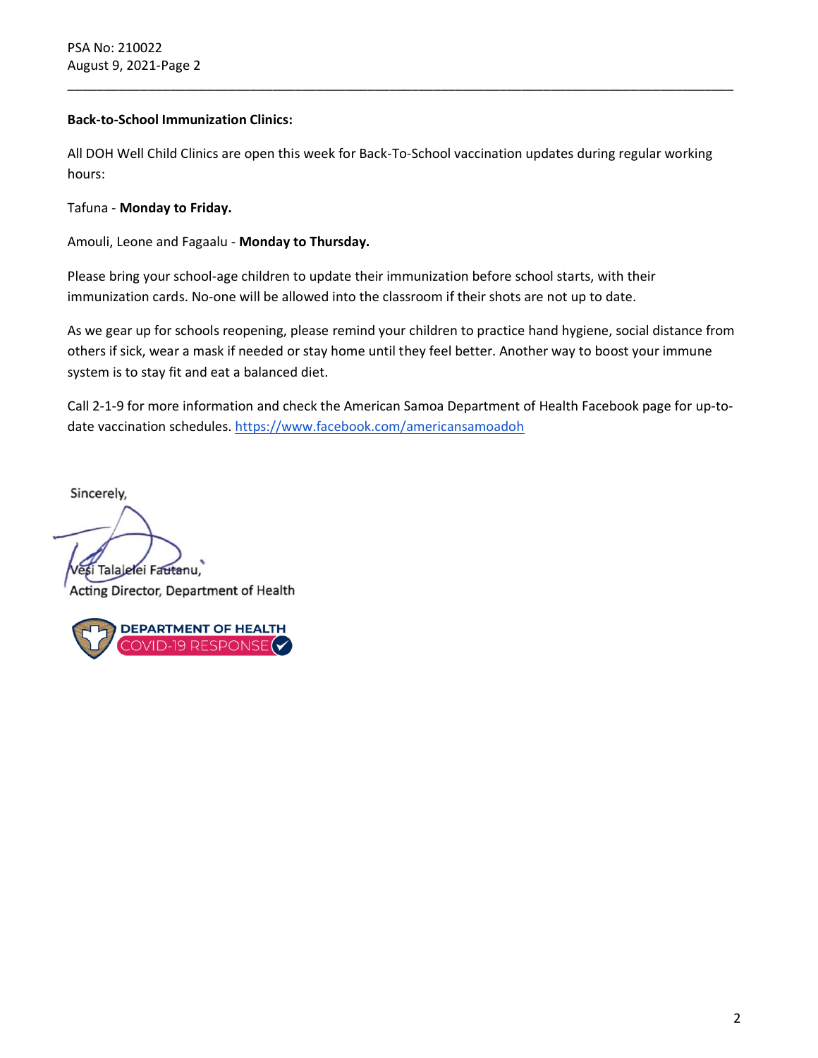**Back-to-School Immunization Clinics:**

All DOH Well Child Clinics are open this week for Back-To-School vaccination updates during regular working hours:

Tafuna - **Monday to Friday.**

Amouli, Leone and Fagaalu - **Monday to Thursday.**

Please bring your school-age children to update their immunization before school starts, with their immunization cards. No-one will be allowed into the classroom if their shots are not up to date.

As we gear up for schools reopening, please remind your children to practice hand hygiene, social distance from others if sick, wear a mask if needed or stay home until they feel better. Another way to boost your immune system is to stay fit and eat a balanced diet.

Call 2-1-9 for more information and check the American Samoa Department of Health Facebook page for up-to-date vaccination schedules. https://www.facebook.com/americansamoadoh

Sincerely,

Vesi Talalelei Fautanu,
Acting Director, Department of Health

DEPARTMENT OF HEALTH
COVID-19 RESPONSE